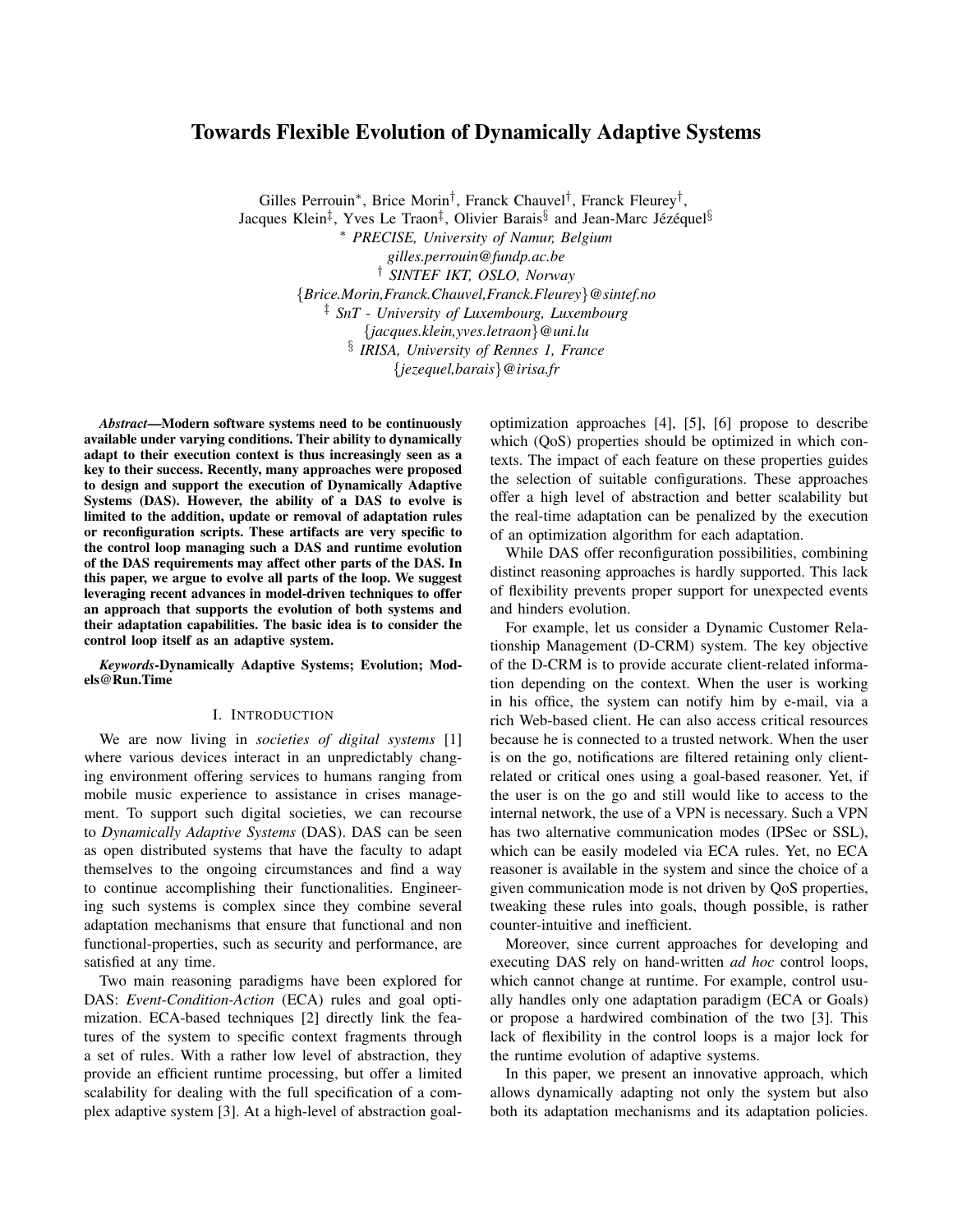# Towards Flexible Evolution of Dynamically Adaptive Systems

Gilles Perrouin[*], Brice Morin[†], Franck Chauvel[†], Franck Fleurey[†],
Jacques Klein[‡], Yves Le Traon[‡], Olivier Barais[§] and Jean-Marc Jézéquel[§]

[*] *PRECISE, University of Namur, Belgium*
*gilles.perrouin@fundp.ac.be*
[†] *SINTEF IKT, OSLO, Norway*
*{Brice.Morin,Franck.Chauvel,Franck.Fleurey}@sintef.no*
[‡] *SnT - University of Luxembourg, Luxembourg*
*{jacques.klein,yves.letraon}@uni.lu*
[§] *IRISA, University of Rennes 1, France*
*{jezequel,barais}@irisa.fr*

***Abstract*—Modern software systems need to be continuously available under varying conditions. Their ability to dynamically adapt to their execution context is thus increasingly seen as a key to their success. Recently, many approaches were proposed to design and support the execution of Dynamically Adaptive Systems (DAS). However, the ability of a DAS to evolve is limited to the addition, update or removal of adaptation rules or reconfiguration scripts. These artifacts are very specific to the control loop managing such a DAS and runtime evolution of the DAS requirements may affect other parts of the DAS. In this paper, we argue to evolve all parts of the loop. We suggest leveraging recent advances in model-driven techniques to offer an approach that supports the evolution of both systems and their adaptation capabilities. The basic idea is to consider the control loop itself as an adaptive system.**

***Keywords*-Dynamically Adaptive Systems; Evolution; Models@Run.Time**

## I. Introduction

We are now living in *societies of digital systems* [1] where various devices interact in an unpredictably changing environment offering services to humans ranging from mobile music experience to assistance in crises management. To support such digital societies, we can recourse to *Dynamically Adaptive Systems* (DAS). DAS can be seen as open distributed systems that have the faculty to adapt themselves to the ongoing circumstances and find a way to continue accomplishing their functionalities. Engineering such systems is complex since they combine several adaptation mechanisms that ensure that functional and non functional-properties, such as security and performance, are satisfied at any time.

Two main reasoning paradigms have been explored for DAS: *Event-Condition-Action* (ECA) rules and goal optimization. ECA-based techniques [2] directly link the features of the system to specific context fragments through a set of rules. With a rather low level of abstraction, they provide an efficient runtime processing, but offer a limited scalability for dealing with the full specification of a complex adaptive system [3]. At a high-level of abstraction goal-optimization approaches [4], [5], [6] propose to describe which (QoS) properties should be optimized in which contexts. The impact of each feature on these properties guides the selection of suitable configurations. These approaches offer a high level of abstraction and better scalability but the real-time adaptation can be penalized by the execution of an optimization algorithm for each adaptation.

While DAS offer reconfiguration possibilities, combining distinct reasoning approaches is hardly supported. This lack of flexibility prevents proper support for unexpected events and hinders evolution.

For example, let us consider a Dynamic Customer Relationship Management (D-CRM) system. The key objective of the D-CRM is to provide accurate client-related information depending on the context. When the user is working in his office, the system can notify him by e-mail, via a rich Web-based client. He can also access critical resources because he is connected to a trusted network. When the user is on the go, notifications are filtered retaining only client-related or critical ones using a goal-based reasoner. Yet, if the user is on the go and still would like to access to the internal network, the use of a VPN is necessary. Such a VPN has two alternative communication modes (IPSec or SSL), which can be easily modeled via ECA rules. Yet, no ECA reasoner is available in the system and since the choice of a given communication mode is not driven by QoS properties, tweaking these rules into goals, though possible, is rather counter-intuitive and inefficient.

Moreover, since current approaches for developing and executing DAS rely on hand-written *ad hoc* control loops, which cannot change at runtime. For example, control usually handles only one adaptation paradigm (ECA or Goals) or propose a hardwired combination of the two [3]. This lack of flexibility in the control loops is a major lock for the runtime evolution of adaptive systems.

In this paper, we present an innovative approach, which allows dynamically adapting not only the system but also both its adaptation mechanisms and its adaptation policies.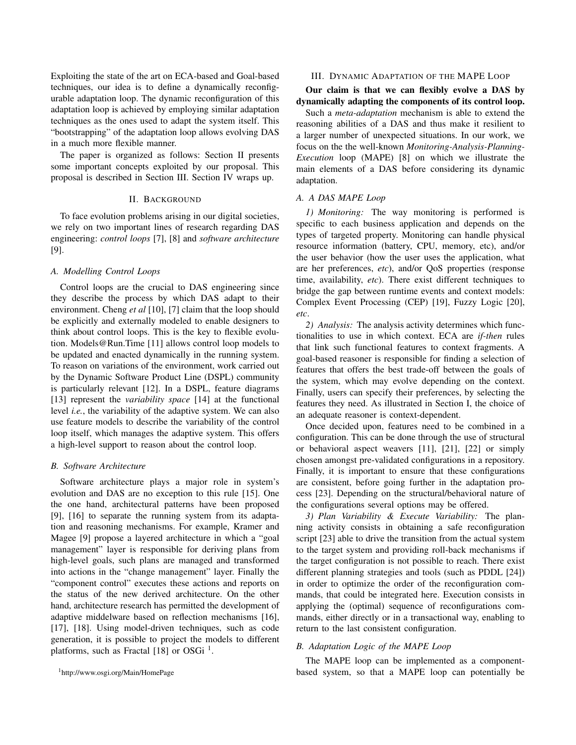Exploiting the state of the art on ECA-based and Goal-based techniques, our idea is to define a dynamically reconfigurable adaptation loop. The dynamic reconfiguration of this adaptation loop is achieved by employing similar adaptation techniques as the ones used to adapt the system itself. This "bootstrapping" of the adaptation loop allows evolving DAS in a much more flexible manner.

The paper is organized as follows: Section II presents some important concepts exploited by our proposal. This proposal is described in Section III. Section IV wraps up.

## II. Background

To face evolution problems arising in our digital societies, we rely on two important lines of research regarding DAS engineering: *control loops* [7], [8] and *software architecture* [9].

### A. Modelling Control Loops

Control loops are the crucial to DAS engineering since they describe the process by which DAS adapt to their environment. Cheng *et al* [10], [7] claim that the loop should be explicitly and externally modeled to enable designers to think about control loops. This is the key to flexible evolution. Models@Run.Time [11] allows control loop models to be updated and enacted dynamically in the running system. To reason on variations of the environment, work carried out by the Dynamic Software Product Line (DSPL) community is particularly relevant [12]. In a DSPL, feature diagrams [13] represent the *variability space* [14] at the functional level *i.e.*, the variability of the adaptive system. We can also use feature models to describe the variability of the control loop itself, which manages the adaptive system. This offers a high-level support to reason about the control loop.

### B. Software Architecture

Software architecture plays a major role in system's evolution and DAS are no exception to this rule [15]. One the one hand, architectural patterns have been proposed [9], [16] to separate the running system from its adaptation and reasoning mechanisms. For example, Kramer and Magee [9] propose a layered architecture in which a "goal management" layer is responsible for deriving plans from high-level goals, such plans are managed and transformed into actions in the "change management" layer. Finally the "component control" executes these actions and reports on the status of the new derived architecture. On the other hand, architecture research has permitted the development of adaptive middleware based on reflection mechanisms [16], [17], [18]. Using model-driven techniques, such as code generation, it is possible to project the models to different platforms, such as Fractal [18] or OSGi [1].

[1] http://www.osgi.org/Main/HomePage

## III. Dynamic Adaptation of the MAPE Loop

**Our claim is that we can flexibly evolve a DAS by dynamically adapting the components of its control loop.**

Such a *meta-adaptation* mechanism is able to extend the reasoning abilities of a DAS and thus make it resilient to a larger number of unexpected situations. In our work, we focus on the the well-known *Monitoring-Analysis-Planning-Execution* loop (MAPE) [8] on which we illustrate the main elements of a DAS before considering its dynamic adaptation.

### A. A DAS MAPE Loop

*1) Monitoring:* The way monitoring is performed is specific to each business application and depends on the types of targeted property. Monitoring can handle physical resource information (battery, CPU, memory, etc), and/or the user behavior (how the user uses the application, what are her preferences, *etc*), and/or QoS properties (response time, availability, *etc*). There exist different techniques to bridge the gap between runtime events and context models: Complex Event Processing (CEP) [19], Fuzzy Logic [20], *etc*.

*2) Analysis:* The analysis activity determines which functionalities to use in which context. ECA are *if-then* rules that link such functional features to context fragments. A goal-based reasoner is responsible for finding a selection of features that offers the best trade-off between the goals of the system, which may evolve depending on the context. Finally, users can specify their preferences, by selecting the features they need. As illustrated in Section I, the choice of an adequate reasoner is context-dependent.

Once decided upon, features need to be combined in a configuration. This can be done through the use of structural or behavioral aspect weavers [11], [21], [22] or simply chosen amongst pre-validated configurations in a repository. Finally, it is important to ensure that these configurations are consistent, before going further in the adaptation process [23]. Depending on the structural/behavioral nature of the configurations several options may be offered.

*3) Plan Variability & Execute Variability:* The planning activity consists in obtaining a safe reconfiguration script [23] able to drive the transition from the actual system to the target system and providing roll-back mechanisms if the target configuration is not possible to reach. There exist different planning strategies and tools (such as PDDL [24]) in order to optimize the order of the reconfiguration commands, that could be integrated here. Execution consists in applying the (optimal) sequence of reconfigurations commands, either directly or in a transactional way, enabling to return to the last consistent configuration.

### B. Adaptation Logic of the MAPE Loop

The MAPE loop can be implemented as a component-based system, so that a MAPE loop can potentially be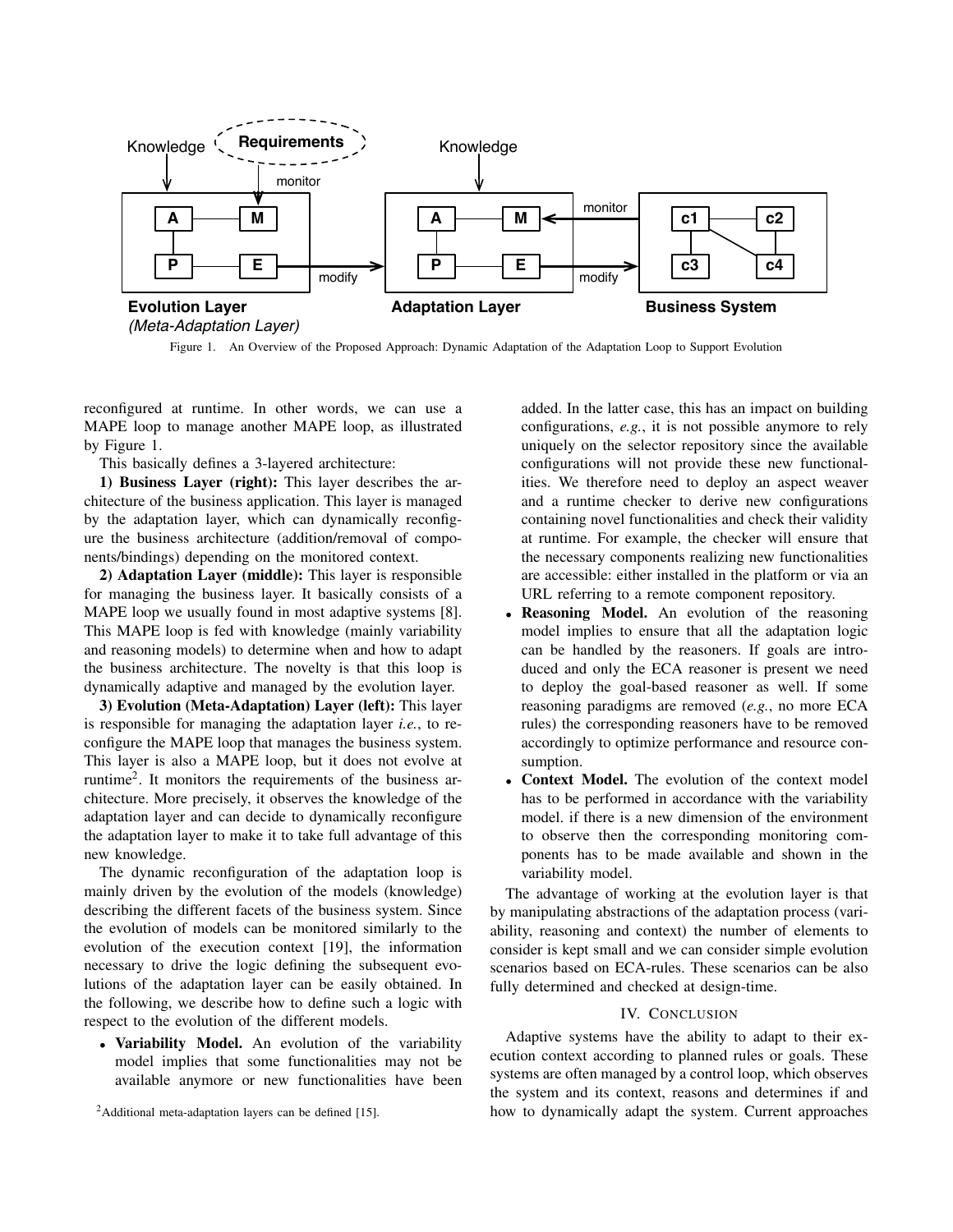Knowledge

Requirements

monitor

A M P E

modify

Knowledge

A M P E

monitor

modify

c1 c2 c3 c4

Evolution Layer
(Meta-Adaptation Layer)

Adaptation Layer

Business System

Figure 1. An Overview of the Proposed Approach: Dynamic Adaptation of the Adaptation Loop to Support Evolution

reconfigured at runtime. In other words, we can use a MAPE loop to manage another MAPE loop, as illustrated by Figure 1.

This basically defines a 3-layered architecture:

**1) Business Layer (right):** This layer describes the architecture of the business application. This layer is managed by the adaptation layer, which can dynamically reconfigure the business architecture (addition/removal of components/bindings) depending on the monitored context.

**2) Adaptation Layer (middle):** This layer is responsible for managing the business layer. It basically consists of a MAPE loop we usually found in most adaptive systems [8]. This MAPE loop is fed with knowledge (mainly variability and reasoning models) to determine when and how to adapt the business architecture. The novelty is that this loop is dynamically adaptive and managed by the evolution layer.

**3) Evolution (Meta-Adaptation) Layer (left):** This layer is responsible for managing the adaptation layer *i.e.*, to reconfigure the MAPE loop that manages the business system. This layer is also a MAPE loop, but it does not evolve at runtime[2]. It monitors the requirements of the business architecture. More precisely, it observes the knowledge of the adaptation layer and can decide to dynamically reconfigure the adaptation layer to make it to take full advantage of this new knowledge.

The dynamic reconfiguration of the adaptation loop is mainly driven by the evolution of the models (knowledge) describing the different facets of the business system. Since the evolution of models can be monitored similarly to the evolution of the execution context [19], the information necessary to drive the logic defining the subsequent evolutions of the adaptation layer can be easily obtained. In the following, we describe how to define such a logic with respect to the evolution of the different models.

- **Variability Model.** An evolution of the variability model implies that some functionalities may not be available anymore or new functionalities have been added. In the latter case, this has an impact on building configurations, *e.g.*, it is not possible anymore to rely uniquely on the selector repository since the available configurations will not provide these new functionalities. We therefore need to deploy an aspect weaver and a runtime checker to derive new configurations containing novel functionalities and check their validity at runtime. For example, the checker will ensure that the necessary components realizing new functionalities are accessible: either installed in the platform or via an URL referring to a remote component repository.
- **Reasoning Model.** An evolution of the reasoning model implies to ensure that all the adaptation logic can be handled by the reasoners. If goals are introduced and only the ECA reasoner is present we need to deploy the goal-based reasoner as well. If some reasoning paradigms are removed (*e.g.*, no more ECA rules) the corresponding reasoners have to be removed accordingly to optimize performance and resource consumption.
- **Context Model.** The evolution of the context model has to be performed in accordance with the variability model. if there is a new dimension of the environment to observe then the corresponding monitoring components has to be made available and shown in the variability model.

The advantage of working at the evolution layer is that by manipulating abstractions of the adaptation process (variability, reasoning and context) the number of elements to consider is kept small and we can consider simple evolution scenarios based on ECA-rules. These scenarios can be also fully determined and checked at design-time.

## IV. Conclusion

Adaptive systems have the ability to adapt to their execution context according to planned rules or goals. These systems are often managed by a control loop, which observes the system and its context, reasons and determines if and how to dynamically adapt the system. Current approaches

[2]Additional meta-adaptation layers can be defined [15].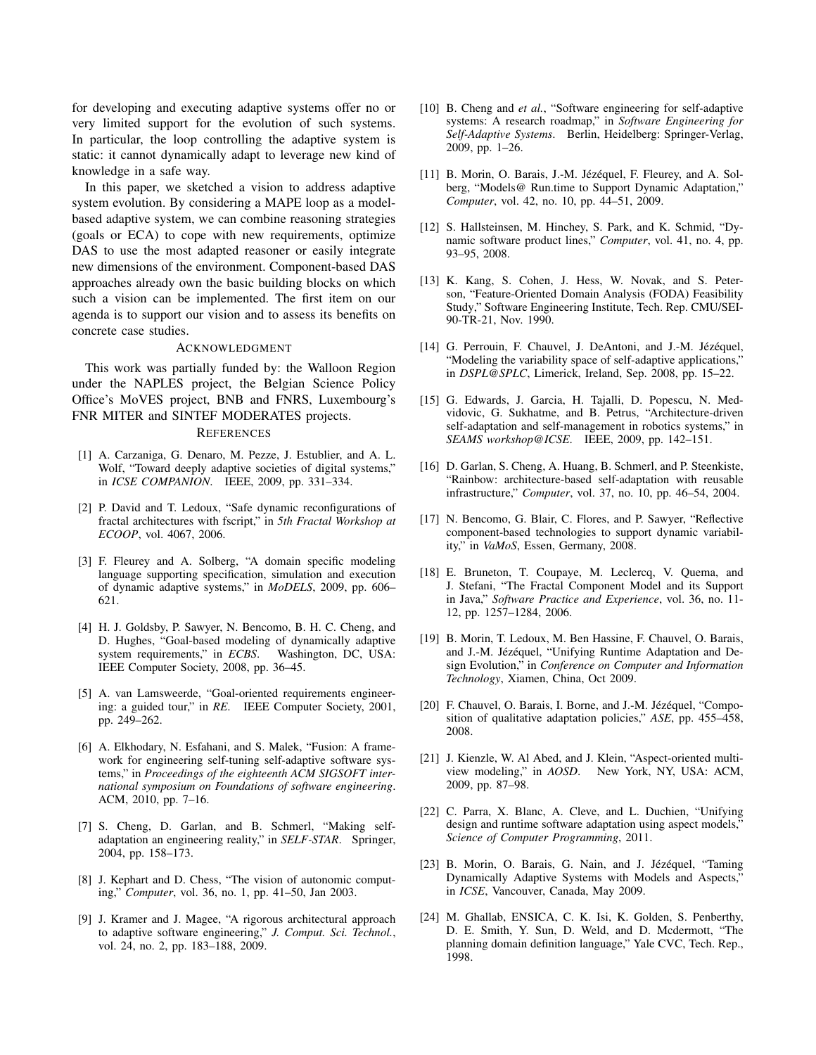for developing and executing adaptive systems offer no or very limited support for the evolution of such systems. In particular, the loop controlling the adaptive system is static: it cannot dynamically adapt to leverage new kind of knowledge in a safe way.

In this paper, we sketched a vision to address adaptive system evolution. By considering a MAPE loop as a model-based adaptive system, we can combine reasoning strategies (goals or ECA) to cope with new requirements, optimize DAS to use the most adapted reasoner or easily integrate new dimensions of the environment. Component-based DAS approaches already own the basic building blocks on which such a vision can be implemented. The first item on our agenda is to support our vision and to assess its benefits on concrete case studies.

## Acknowledgment

This work was partially funded by: the Walloon Region under the NAPLES project, the Belgian Science Policy Office's MoVES project, BNB and FNRS, Luxembourg's FNR MITER and SINTEF MODERATES projects.

## References

[1] A. Carzaniga, G. Denaro, M. Pezze, J. Estublier, and A. L. Wolf, "Toward deeply adaptive societies of digital systems," in *ICSE COMPANION*. IEEE, 2009, pp. 331–334.

[2] P. David and T. Ledoux, "Safe dynamic reconfigurations of fractal architectures with fscript," in *5th Fractal Workshop at ECOOP*, vol. 4067, 2006.

[3] F. Fleurey and A. Solberg, "A domain specific modeling language supporting specification, simulation and execution of dynamic adaptive systems," in *MoDELS*, 2009, pp. 606–621.

[4] H. J. Goldsby, P. Sawyer, N. Bencomo, B. H. C. Cheng, and D. Hughes, "Goal-based modeling of dynamically adaptive system requirements," in *ECBS*. Washington, DC, USA: IEEE Computer Society, 2008, pp. 36–45.

[5] A. van Lamsweerde, "Goal-oriented requirements engineering: a guided tour," in *RE*. IEEE Computer Society, 2001, pp. 249–262.

[6] A. Elkhodary, N. Esfahani, and S. Malek, "Fusion: A framework for engineering self-tuning self-adaptive software systems," in *Proceedings of the eighteenth ACM SIGSOFT international symposium on Foundations of software engineering*. ACM, 2010, pp. 7–16.

[7] S. Cheng, D. Garlan, and B. Schmerl, "Making self-adaptation an engineering reality," in *SELF-STAR*. Springer, 2004, pp. 158–173.

[8] J. Kephart and D. Chess, "The vision of autonomic computing," *Computer*, vol. 36, no. 1, pp. 41–50, Jan 2003.

[9] J. Kramer and J. Magee, "A rigorous architectural approach to adaptive software engineering," *J. Comput. Sci. Technol.*, vol. 24, no. 2, pp. 183–188, 2009.

[10] B. Cheng and *et al.*, "Software engineering for self-adaptive systems: A research roadmap," in *Software Engineering for Self-Adaptive Systems*. Berlin, Heidelberg: Springer-Verlag, 2009, pp. 1–26.

[11] B. Morin, O. Barais, J.-M. Jézéquel, F. Fleurey, and A. Solberg, "Models@ Run.time to Support Dynamic Adaptation," *Computer*, vol. 42, no. 10, pp. 44–51, 2009.

[12] S. Hallsteinsen, M. Hinchey, S. Park, and K. Schmid, "Dynamic software product lines," *Computer*, vol. 41, no. 4, pp. 93–95, 2008.

[13] K. Kang, S. Cohen, J. Hess, W. Novak, and S. Peterson, "Feature-Oriented Domain Analysis (FODA) Feasibility Study," Software Engineering Institute, Tech. Rep. CMU/SEI-90-TR-21, Nov. 1990.

[14] G. Perrouin, F. Chauvel, J. DeAntoni, and J.-M. Jézéquel, "Modeling the variability space of self-adaptive applications," in *DSPL@SPLC*, Limerick, Ireland, Sep. 2008, pp. 15–22.

[15] G. Edwards, J. Garcia, H. Tajalli, D. Popescu, N. Medvidovic, G. Sukhatme, and B. Petrus, "Architecture-driven self-adaptation and self-management in robotics systems," in *SEAMS workshop@ICSE*. IEEE, 2009, pp. 142–151.

[16] D. Garlan, S. Cheng, A. Huang, B. Schmerl, and P. Steenkiste, "Rainbow: architecture-based self-adaptation with reusable infrastructure," *Computer*, vol. 37, no. 10, pp. 46–54, 2004.

[17] N. Bencomo, G. Blair, C. Flores, and P. Sawyer, "Reflective component-based technologies to support dynamic variability," in *VaMoS*, Essen, Germany, 2008.

[18] E. Bruneton, T. Coupaye, M. Leclercq, V. Quema, and J. Stefani, "The Fractal Component Model and its Support in Java," *Software Practice and Experience*, vol. 36, no. 11-12, pp. 1257–1284, 2006.

[19] B. Morin, T. Ledoux, M. Ben Hassine, F. Chauvel, O. Barais, and J.-M. Jézéquel, "Unifying Runtime Adaptation and Design Evolution," in *Conference on Computer and Information Technology*, Xiamen, China, Oct 2009.

[20] F. Chauvel, O. Barais, I. Borne, and J.-M. Jézéquel, "Composition of qualitative adaptation policies," *ASE*, pp. 455–458, 2008.

[21] J. Kienzle, W. Al Abed, and J. Klein, "Aspect-oriented multi-view modeling," in *AOSD*. New York, NY, USA: ACM, 2009, pp. 87–98.

[22] C. Parra, X. Blanc, A. Cleve, and L. Duchien, "Unifying design and runtime software adaptation using aspect models," *Science of Computer Programming*, 2011.

[23] B. Morin, O. Barais, G. Nain, and J. Jézéquel, "Taming Dynamically Adaptive Systems with Models and Aspects," in *ICSE*, Vancouver, Canada, May 2009.

[24] M. Ghallab, ENSICA, C. K. Isi, K. Golden, S. Penberthy, D. E. Smith, Y. Sun, D. Weld, and D. Mcdermott, "The planning domain definition language," Yale CVC, Tech. Rep., 1998.